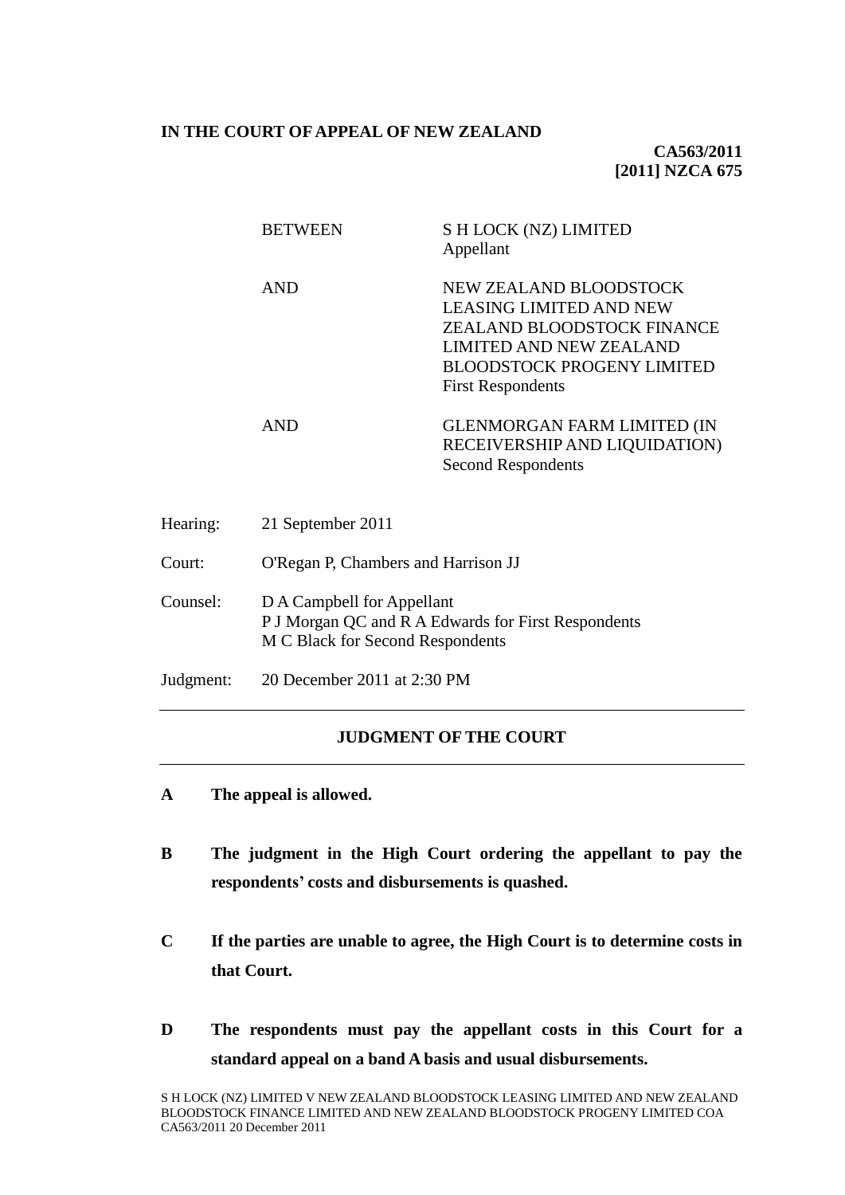**IN THE COURT OF APPEAL OF NEW ZEALAND**

**CA563/2011**
**[2011] NZCA 675**

| | | |
|---|---|---|
| | BETWEEN | S H LOCK (NZ) LIMITED<br>Appellant |
| | AND | NEW ZEALAND BLOODSTOCK LEASING LIMITED AND NEW ZEALAND BLOODSTOCK FINANCE LIMITED AND NEW ZEALAND BLOODSTOCK PROGENY LIMITED<br>First Respondents |
| | AND | GLENMORGAN FARM LIMITED (IN RECEIVERSHIP AND LIQUIDATION)<br>Second Respondents |

Hearing: 21 September 2011

Court: O'Regan P, Chambers and Harrison JJ

Counsel: D A Campbell for Appellant
P J Morgan QC and R A Edwards for First Respondents
M C Black for Second Respondents

Judgment: 20 December 2011 at 2:30 PM

---

## JUDGMENT OF THE COURT

---

**A The appeal is allowed.**

**B The judgment in the High Court ordering the appellant to pay the respondents' costs and disbursements is quashed.**

**C If the parties are unable to agree, the High Court is to determine costs in that Court.**

**D The respondents must pay the appellant costs in this Court for a standard appeal on a band A basis and usual disbursements.**

S H LOCK (NZ) LIMITED V NEW ZEALAND BLOODSTOCK LEASING LIMITED AND NEW ZEALAND BLOODSTOCK FINANCE LIMITED AND NEW ZEALAND BLOODSTOCK PROGENY LIMITED COA CA563/2011 20 December 2011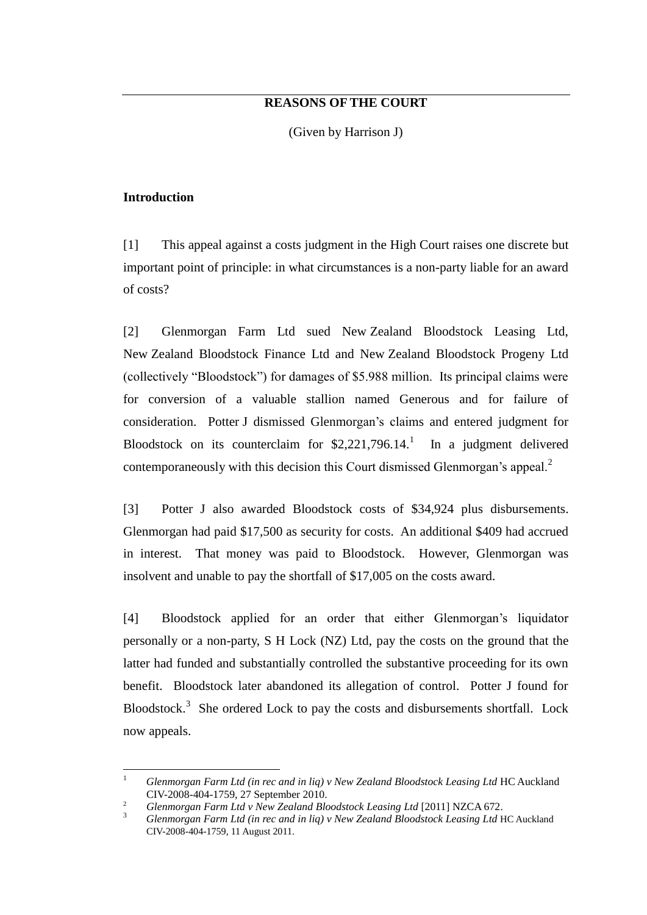## REASONS OF THE COURT

(Given by Harrison J)

### Introduction

[1] This appeal against a costs judgment in the High Court raises one discrete but important point of principle: in what circumstances is a non-party liable for an award of costs?

[2] Glenmorgan Farm Ltd sued New Zealand Bloodstock Leasing Ltd, New Zealand Bloodstock Finance Ltd and New Zealand Bloodstock Progeny Ltd (collectively "Bloodstock") for damages of $5.988 million. Its principal claims were for conversion of a valuable stallion named Generous and for failure of consideration. Potter J dismissed Glenmorgan's claims and entered judgment for Bloodstock on its counterclaim for $2,221,796.14.[1] In a judgment delivered contemporaneously with this decision this Court dismissed Glenmorgan's appeal.[2]

[3] Potter J also awarded Bloodstock costs of $34,924 plus disbursements. Glenmorgan had paid $17,500 as security for costs. An additional $409 had accrued in interest. That money was paid to Bloodstock. However, Glenmorgan was insolvent and unable to pay the shortfall of $17,005 on the costs award.

[4] Bloodstock applied for an order that either Glenmorgan's liquidator personally or a non-party, S H Lock (NZ) Ltd, pay the costs on the ground that the latter had funded and substantially controlled the substantive proceeding for its own benefit. Bloodstock later abandoned its allegation of control. Potter J found for Bloodstock.[3] She ordered Lock to pay the costs and disbursements shortfall. Lock now appeals.

---

[1] *Glenmorgan Farm Ltd (in rec and in liq) v New Zealand Bloodstock Leasing Ltd* HC Auckland CIV-2008-404-1759, 27 September 2010.

[2] *Glenmorgan Farm Ltd v New Zealand Bloodstock Leasing Ltd* [2011] NZCA 672.

[3] *Glenmorgan Farm Ltd (in rec and in liq) v New Zealand Bloodstock Leasing Ltd* HC Auckland CIV-2008-404-1759, 11 August 2011.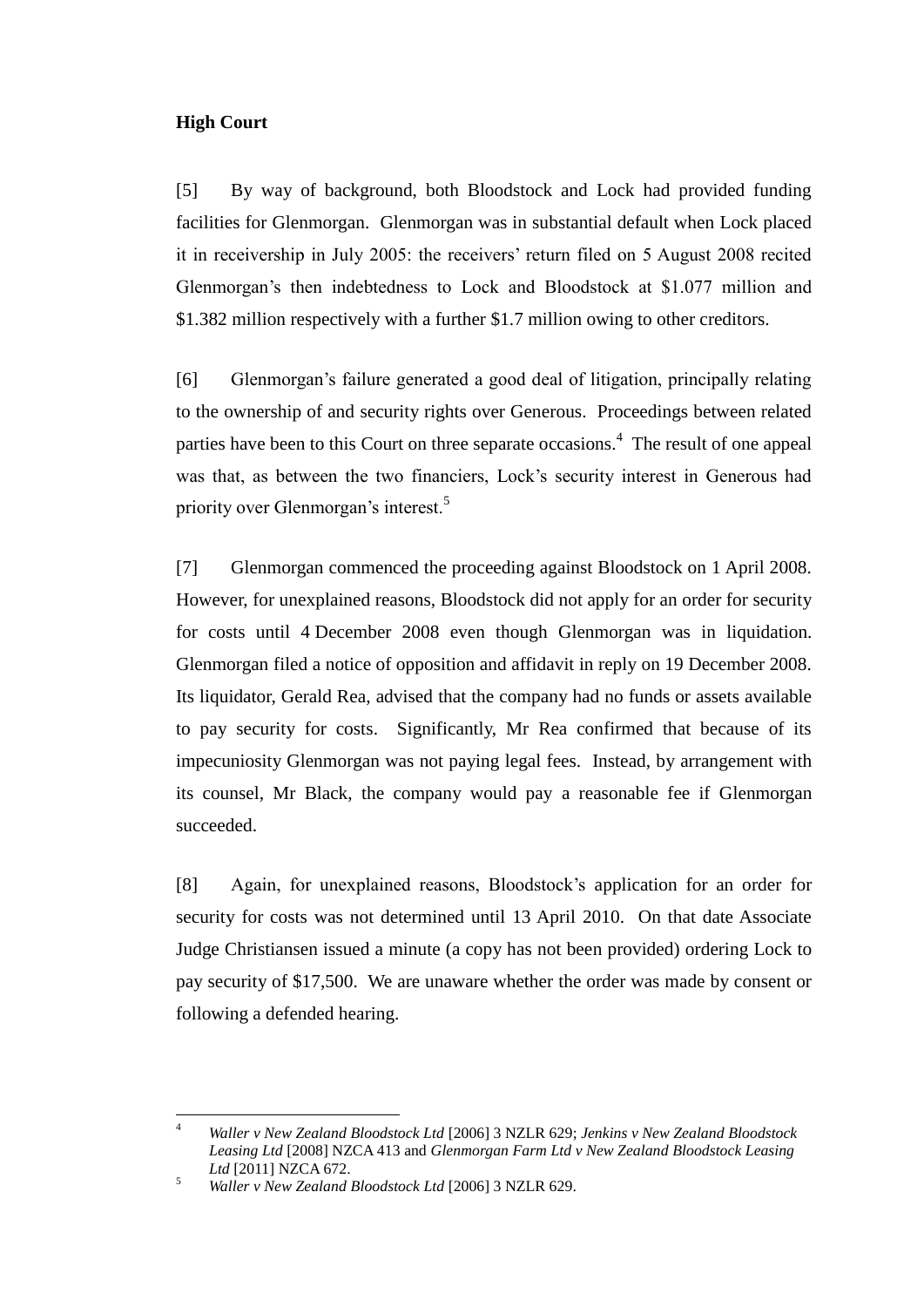**High Court**

[5] By way of background, both Bloodstock and Lock had provided funding facilities for Glenmorgan. Glenmorgan was in substantial default when Lock placed it in receivership in July 2005: the receivers' return filed on 5 August 2008 recited Glenmorgan's then indebtedness to Lock and Bloodstock at $1.077 million and $1.382 million respectively with a further $1.7 million owing to other creditors.

[6] Glenmorgan's failure generated a good deal of litigation, principally relating to the ownership of and security rights over Generous. Proceedings between related parties have been to this Court on three separate occasions.[4] The result of one appeal was that, as between the two financiers, Lock's security interest in Generous had priority over Glenmorgan's interest.[5]

[7] Glenmorgan commenced the proceeding against Bloodstock on 1 April 2008. However, for unexplained reasons, Bloodstock did not apply for an order for security for costs until 4 December 2008 even though Glenmorgan was in liquidation. Glenmorgan filed a notice of opposition and affidavit in reply on 19 December 2008. Its liquidator, Gerald Rea, advised that the company had no funds or assets available to pay security for costs. Significantly, Mr Rea confirmed that because of its impecuniosity Glenmorgan was not paying legal fees. Instead, by arrangement with its counsel, Mr Black, the company would pay a reasonable fee if Glenmorgan succeeded.

[8] Again, for unexplained reasons, Bloodstock's application for an order for security for costs was not determined until 13 April 2010. On that date Associate Judge Christiansen issued a minute (a copy has not been provided) ordering Lock to pay security of $17,500. We are unaware whether the order was made by consent or following a defended hearing.

---

[4] *Waller v New Zealand Bloodstock Ltd* [2006] 3 NZLR 629; *Jenkins v New Zealand Bloodstock Leasing Ltd* [2008] NZCA 413 and *Glenmorgan Farm Ltd v New Zealand Bloodstock Leasing Ltd* [2011] NZCA 672.

[5] *Waller v New Zealand Bloodstock Ltd* [2006] 3 NZLR 629.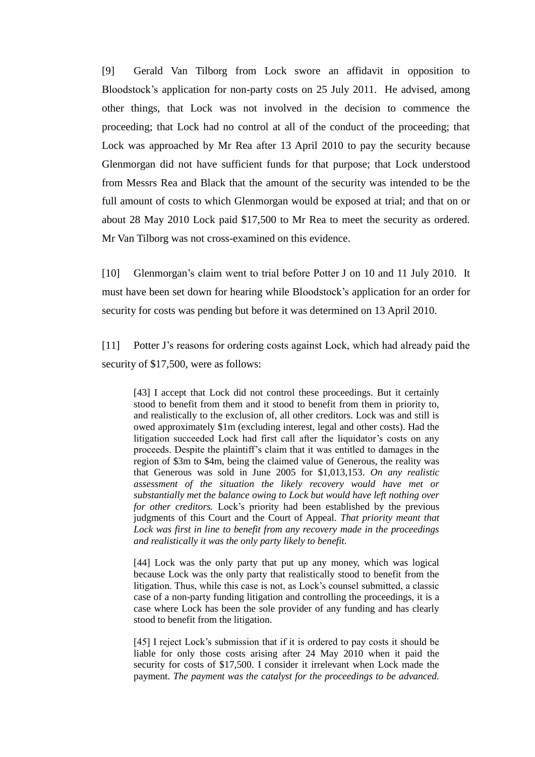[9] Gerald Van Tilborg from Lock swore an affidavit in opposition to Bloodstock's application for non-party costs on 25 July 2011. He advised, among other things, that Lock was not involved in the decision to commence the proceeding; that Lock had no control at all of the conduct of the proceeding; that Lock was approached by Mr Rea after 13 April 2010 to pay the security because Glenmorgan did not have sufficient funds for that purpose; that Lock understood from Messrs Rea and Black that the amount of the security was intended to be the full amount of costs to which Glenmorgan would be exposed at trial; and that on or about 28 May 2010 Lock paid $17,500 to Mr Rea to meet the security as ordered. Mr Van Tilborg was not cross-examined on this evidence.

[10] Glenmorgan's claim went to trial before Potter J on 10 and 11 July 2010. It must have been set down for hearing while Bloodstock's application for an order for security for costs was pending but before it was determined on 13 April 2010.

[11] Potter J's reasons for ordering costs against Lock, which had already paid the security of $17,500, were as follows:

> [43] I accept that Lock did not control these proceedings. But it certainly stood to benefit from them and it stood to benefit from them in priority to, and realistically to the exclusion of, all other creditors. Lock was and still is owed approximately $1m (excluding interest, legal and other costs). Had the litigation succeeded Lock had first call after the liquidator's costs on any proceeds. Despite the plaintiff's claim that it was entitled to damages in the region of $3m to $4m, being the claimed value of Generous, the reality was that Generous was sold in June 2005 for $1,013,153. *On any realistic assessment of the situation the likely recovery would have met or substantially met the balance owing to Lock but would have left nothing over for other creditors.* Lock's priority had been established by the previous judgments of this Court and the Court of Appeal. *That priority meant that Lock was first in line to benefit from any recovery made in the proceedings and realistically it was the only party likely to benefit.*
>
> [44] Lock was the only party that put up any money, which was logical because Lock was the only party that realistically stood to benefit from the litigation. Thus, while this case is not, as Lock's counsel submitted, a classic case of a non-party funding litigation and controlling the proceedings, it is a case where Lock has been the sole provider of any funding and has clearly stood to benefit from the litigation.
>
> [45] I reject Lock's submission that if it is ordered to pay costs it should be liable for only those costs arising after 24 May 2010 when it paid the security for costs of $17,500. I consider it irrelevant when Lock made the payment. *The payment was the catalyst for the proceedings to be advanced.*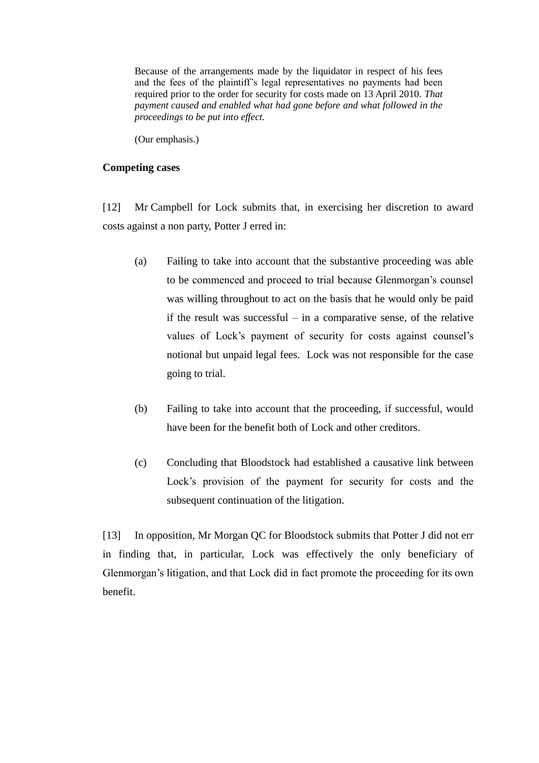> Because of the arrangements made by the liquidator in respect of his fees and the fees of the plaintiff's legal representatives no payments had been required prior to the order for security for costs made on 13 April 2010. *That payment caused and enabled what had gone before and what followed in the proceedings to be put into effect.*
>
> (Our emphasis.)

### Competing cases

[12] Mr Campbell for Lock submits that, in exercising her discretion to award costs against a non party, Potter J erred in:

(a) Failing to take into account that the substantive proceeding was able to be commenced and proceed to trial because Glenmorgan's counsel was willing throughout to act on the basis that he would only be paid if the result was successful – in a comparative sense, of the relative values of Lock's payment of security for costs against counsel's notional but unpaid legal fees. Lock was not responsible for the case going to trial.

(b) Failing to take into account that the proceeding, if successful, would have been for the benefit both of Lock and other creditors.

(c) Concluding that Bloodstock had established a causative link between Lock's provision of the payment for security for costs and the subsequent continuation of the litigation.

[13] In opposition, Mr Morgan QC for Bloodstock submits that Potter J did not err in finding that, in particular, Lock was effectively the only beneficiary of Glenmorgan's litigation, and that Lock did in fact promote the proceeding for its own benefit.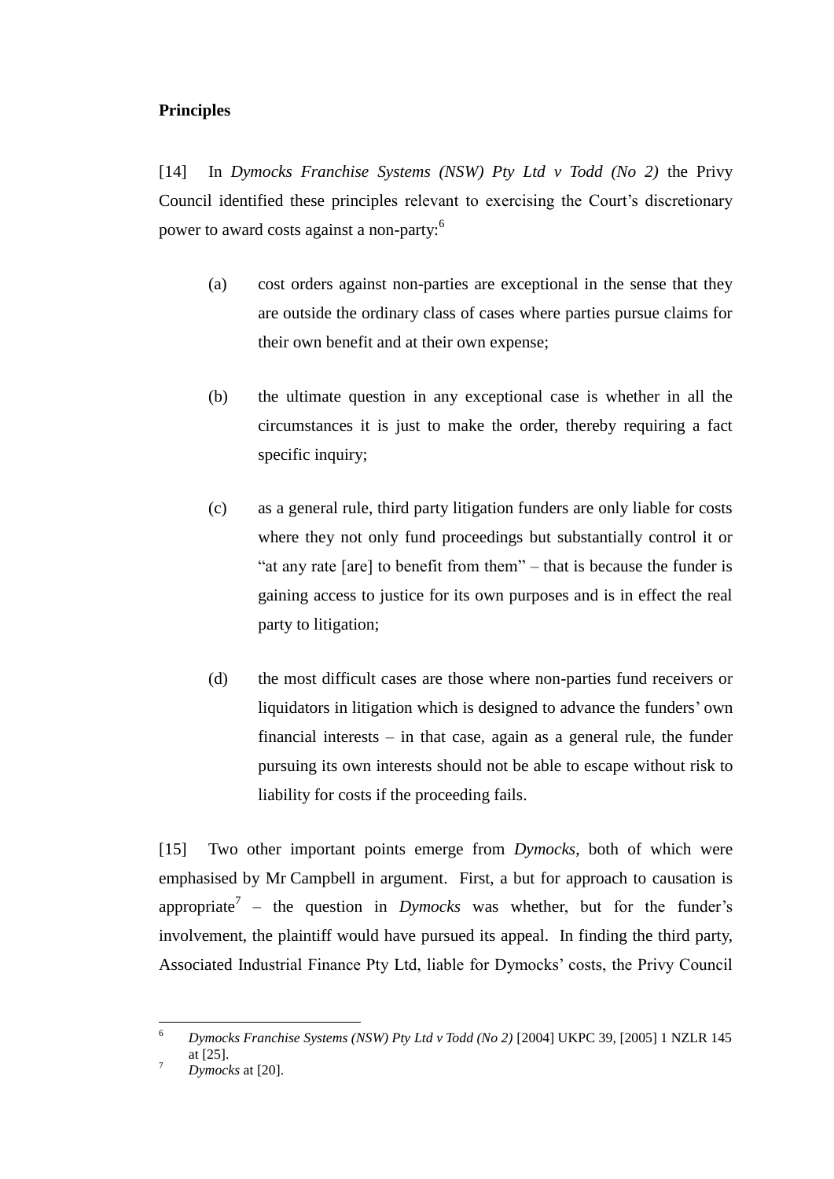**Principles**

[14] In *Dymocks Franchise Systems (NSW) Pty Ltd v Todd (No 2)* the Privy Council identified these principles relevant to exercising the Court's discretionary power to award costs against a non-party:[6]

(a) cost orders against non-parties are exceptional in the sense that they are outside the ordinary class of cases where parties pursue claims for their own benefit and at their own expense;

(b) the ultimate question in any exceptional case is whether in all the circumstances it is just to make the order, thereby requiring a fact specific inquiry;

(c) as a general rule, third party litigation funders are only liable for costs where they not only fund proceedings but substantially control it or "at any rate [are] to benefit from them" – that is because the funder is gaining access to justice for its own purposes and is in effect the real party to litigation;

(d) the most difficult cases are those where non-parties fund receivers or liquidators in litigation which is designed to advance the funders' own financial interests – in that case, again as a general rule, the funder pursuing its own interests should not be able to escape without risk to liability for costs if the proceeding fails.

[15] Two other important points emerge from *Dymocks*, both of which were emphasised by Mr Campbell in argument. First, a but for approach to causation is appropriate[7] – the question in *Dymocks* was whether, but for the funder's involvement, the plaintiff would have pursued its appeal. In finding the third party, Associated Industrial Finance Pty Ltd, liable for Dymocks' costs, the Privy Council

---

[6] *Dymocks Franchise Systems (NSW) Pty Ltd v Todd (No 2)* [2004] UKPC 39, [2005] 1 NZLR 145 at [25].

[7] *Dymocks* at [20].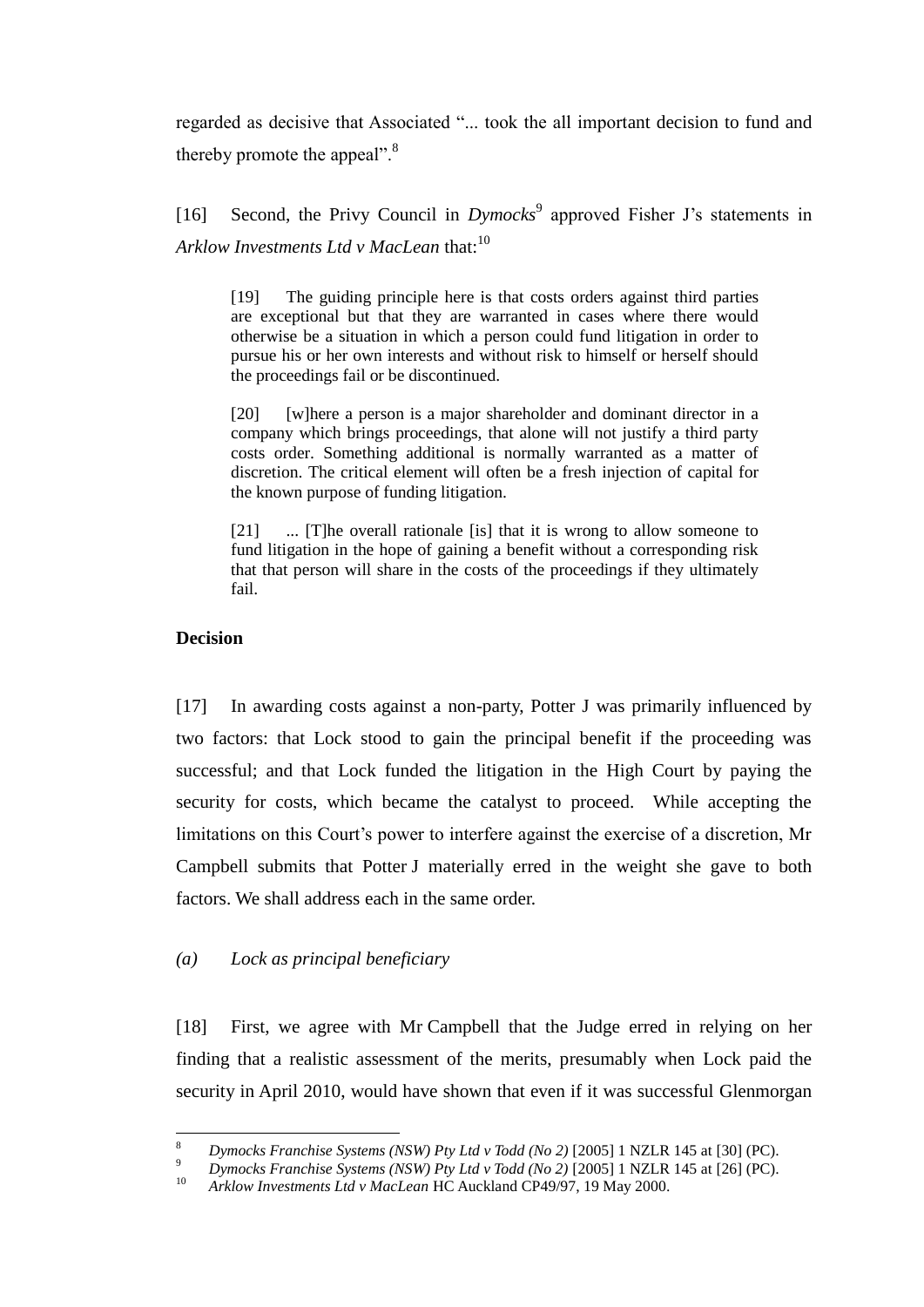regarded as decisive that Associated "... took the all important decision to fund and thereby promote the appeal".[8]

[16] Second, the Privy Council in *Dymocks*[9] approved Fisher J's statements in *Arklow Investments Ltd v MacLean* that:[10]

> [19] The guiding principle here is that costs orders against third parties are exceptional but that they are warranted in cases where there would otherwise be a situation in which a person could fund litigation in order to pursue his or her own interests and without risk to himself or herself should the proceedings fail or be discontinued.
>
> [20] [w]here a person is a major shareholder and dominant director in a company which brings proceedings, that alone will not justify a third party costs order. Something additional is normally warranted as a matter of discretion. The critical element will often be a fresh injection of capital for the known purpose of funding litigation.
>
> [21] ... [T]he overall rationale [is] that it is wrong to allow someone to fund litigation in the hope of gaining a benefit without a corresponding risk that that person will share in the costs of the proceedings if they ultimately fail.

**Decision**

[17] In awarding costs against a non-party, Potter J was primarily influenced by two factors: that Lock stood to gain the principal benefit if the proceeding was successful; and that Lock funded the litigation in the High Court by paying the security for costs, which became the catalyst to proceed. While accepting the limitations on this Court's power to interfere against the exercise of a discretion, Mr Campbell submits that Potter J materially erred in the weight she gave to both factors. We shall address each in the same order.

*(a) Lock as principal beneficiary*

[18] First, we agree with Mr Campbell that the Judge erred in relying on her finding that a realistic assessment of the merits, presumably when Lock paid the security in April 2010, would have shown that even if it was successful Glenmorgan

---

[8] *Dymocks Franchise Systems (NSW) Pty Ltd v Todd (No 2)* [2005] 1 NZLR 145 at [30] (PC).

[9] *Dymocks Franchise Systems (NSW) Pty Ltd v Todd (No 2)* [2005] 1 NZLR 145 at [26] (PC).

[10] *Arklow Investments Ltd v MacLean* HC Auckland CP49/97, 19 May 2000.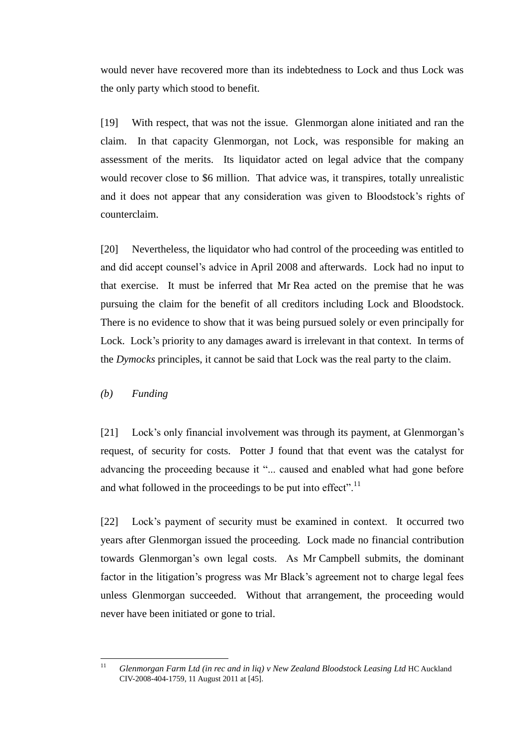would never have recovered more than its indebtedness to Lock and thus Lock was the only party which stood to benefit.

[19] With respect, that was not the issue. Glenmorgan alone initiated and ran the claim. In that capacity Glenmorgan, not Lock, was responsible for making an assessment of the merits. Its liquidator acted on legal advice that the company would recover close to $6 million. That advice was, it transpires, totally unrealistic and it does not appear that any consideration was given to Bloodstock's rights of counterclaim.

[20] Nevertheless, the liquidator who had control of the proceeding was entitled to and did accept counsel's advice in April 2008 and afterwards. Lock had no input to that exercise. It must be inferred that Mr Rea acted on the premise that he was pursuing the claim for the benefit of all creditors including Lock and Bloodstock. There is no evidence to show that it was being pursued solely or even principally for Lock. Lock's priority to any damages award is irrelevant in that context. In terms of the *Dymocks* principles, it cannot be said that Lock was the real party to the claim.

*(b) Funding*

[21] Lock's only financial involvement was through its payment, at Glenmorgan's request, of security for costs. Potter J found that that event was the catalyst for advancing the proceeding because it "... caused and enabled what had gone before and what followed in the proceedings to be put into effect".[11]

[22] Lock's payment of security must be examined in context. It occurred two years after Glenmorgan issued the proceeding. Lock made no financial contribution towards Glenmorgan's own legal costs. As Mr Campbell submits, the dominant factor in the litigation's progress was Mr Black's agreement not to charge legal fees unless Glenmorgan succeeded. Without that arrangement, the proceeding would never have been initiated or gone to trial.

[11] *Glenmorgan Farm Ltd (in rec and in liq) v New Zealand Bloodstock Leasing Ltd* HC Auckland CIV-2008-404-1759, 11 August 2011 at [45].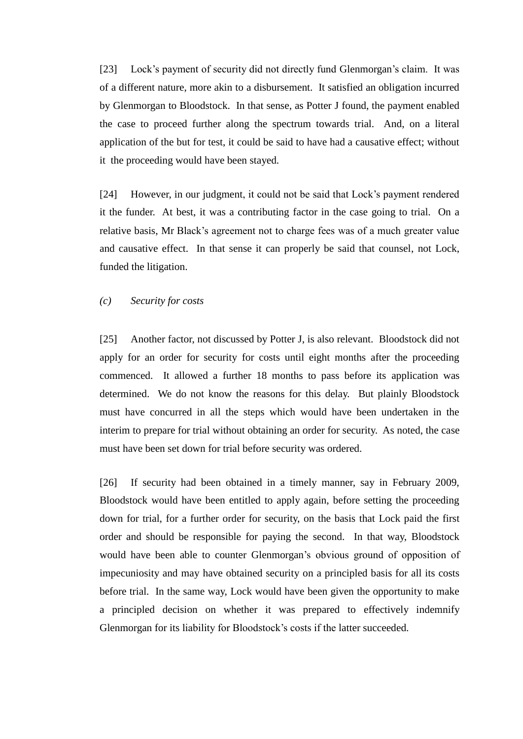[23] Lock's payment of security did not directly fund Glenmorgan's claim. It was of a different nature, more akin to a disbursement. It satisfied an obligation incurred by Glenmorgan to Bloodstock. In that sense, as Potter J found, the payment enabled the case to proceed further along the spectrum towards trial. And, on a literal application of the but for test, it could be said to have had a causative effect; without it the proceeding would have been stayed.

[24] However, in our judgment, it could not be said that Lock's payment rendered it the funder. At best, it was a contributing factor in the case going to trial. On a relative basis, Mr Black's agreement not to charge fees was of a much greater value and causative effect. In that sense it can properly be said that counsel, not Lock, funded the litigation.

*(c) Security for costs*

[25] Another factor, not discussed by Potter J, is also relevant. Bloodstock did not apply for an order for security for costs until eight months after the proceeding commenced. It allowed a further 18 months to pass before its application was determined. We do not know the reasons for this delay. But plainly Bloodstock must have concurred in all the steps which would have been undertaken in the interim to prepare for trial without obtaining an order for security. As noted, the case must have been set down for trial before security was ordered.

[26] If security had been obtained in a timely manner, say in February 2009, Bloodstock would have been entitled to apply again, before setting the proceeding down for trial, for a further order for security, on the basis that Lock paid the first order and should be responsible for paying the second. In that way, Bloodstock would have been able to counter Glenmorgan's obvious ground of opposition of impecuniosity and may have obtained security on a principled basis for all its costs before trial. In the same way, Lock would have been given the opportunity to make a principled decision on whether it was prepared to effectively indemnify Glenmorgan for its liability for Bloodstock's costs if the latter succeeded.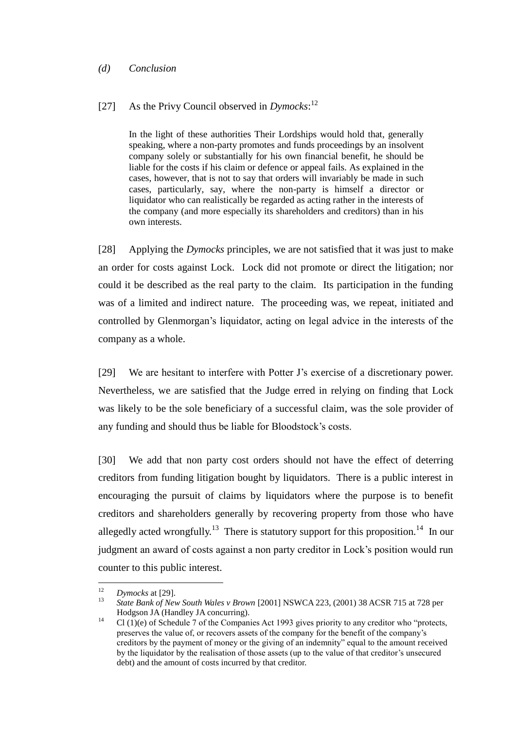*(d) Conclusion*

[27] As the Privy Council observed in *Dymocks*:[12]

> In the light of these authorities Their Lordships would hold that, generally speaking, where a non-party promotes and funds proceedings by an insolvent company solely or substantially for his own financial benefit, he should be liable for the costs if his claim or defence or appeal fails. As explained in the cases, however, that is not to say that orders will invariably be made in such cases, particularly, say, where the non-party is himself a director or liquidator who can realistically be regarded as acting rather in the interests of the company (and more especially its shareholders and creditors) than in his own interests.

[28] Applying the *Dymocks* principles, we are not satisfied that it was just to make an order for costs against Lock. Lock did not promote or direct the litigation; nor could it be described as the real party to the claim. Its participation in the funding was of a limited and indirect nature. The proceeding was, we repeat, initiated and controlled by Glenmorgan's liquidator, acting on legal advice in the interests of the company as a whole.

[29] We are hesitant to interfere with Potter J's exercise of a discretionary power. Nevertheless, we are satisfied that the Judge erred in relying on finding that Lock was likely to be the sole beneficiary of a successful claim, was the sole provider of any funding and should thus be liable for Bloodstock's costs.

[30] We add that non party cost orders should not have the effect of deterring creditors from funding litigation bought by liquidators. There is a public interest in encouraging the pursuit of claims by liquidators where the purpose is to benefit creditors and shareholders generally by recovering property from those who have allegedly acted wrongfully.[13] There is statutory support for this proposition.[14] In our judgment an award of costs against a non party creditor in Lock's position would run counter to this public interest.

---

[12] *Dymocks* at [29].

[13] *State Bank of New South Wales v Brown* [2001] NSWCA 223, (2001) 38 ACSR 715 at 728 per Hodgson JA (Handley JA concurring).

[14] Cl (1)(e) of Schedule 7 of the Companies Act 1993 gives priority to any creditor who "protects, preserves the value of, or recovers assets of the company for the benefit of the company's creditors by the payment of money or the giving of an indemnity" equal to the amount received by the liquidator by the realisation of those assets (up to the value of that creditor's unsecured debt) and the amount of costs incurred by that creditor.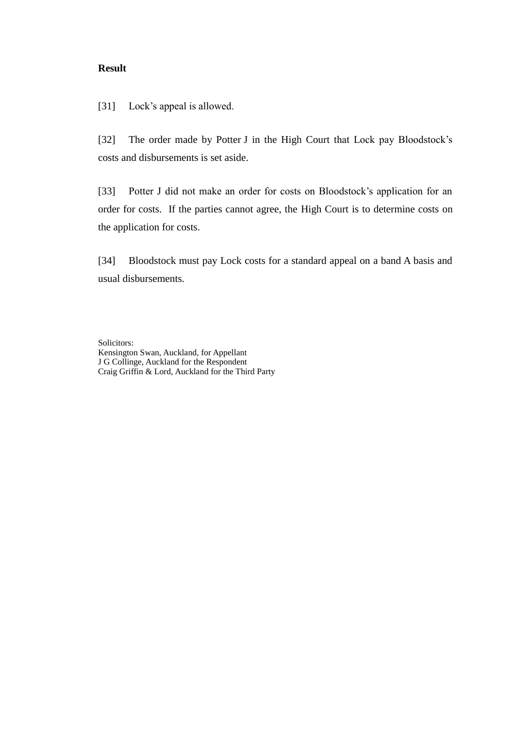**Result**

[31] Lock's appeal is allowed.

[32] The order made by Potter J in the High Court that Lock pay Bloodstock's costs and disbursements is set aside.

[33] Potter J did not make an order for costs on Bloodstock's application for an order for costs. If the parties cannot agree, the High Court is to determine costs on the application for costs.

[34] Bloodstock must pay Lock costs for a standard appeal on a band A basis and usual disbursements.

Solicitors:
Kensington Swan, Auckland, for Appellant
J G Collinge, Auckland for the Respondent
Craig Griffin & Lord, Auckland for the Third Party